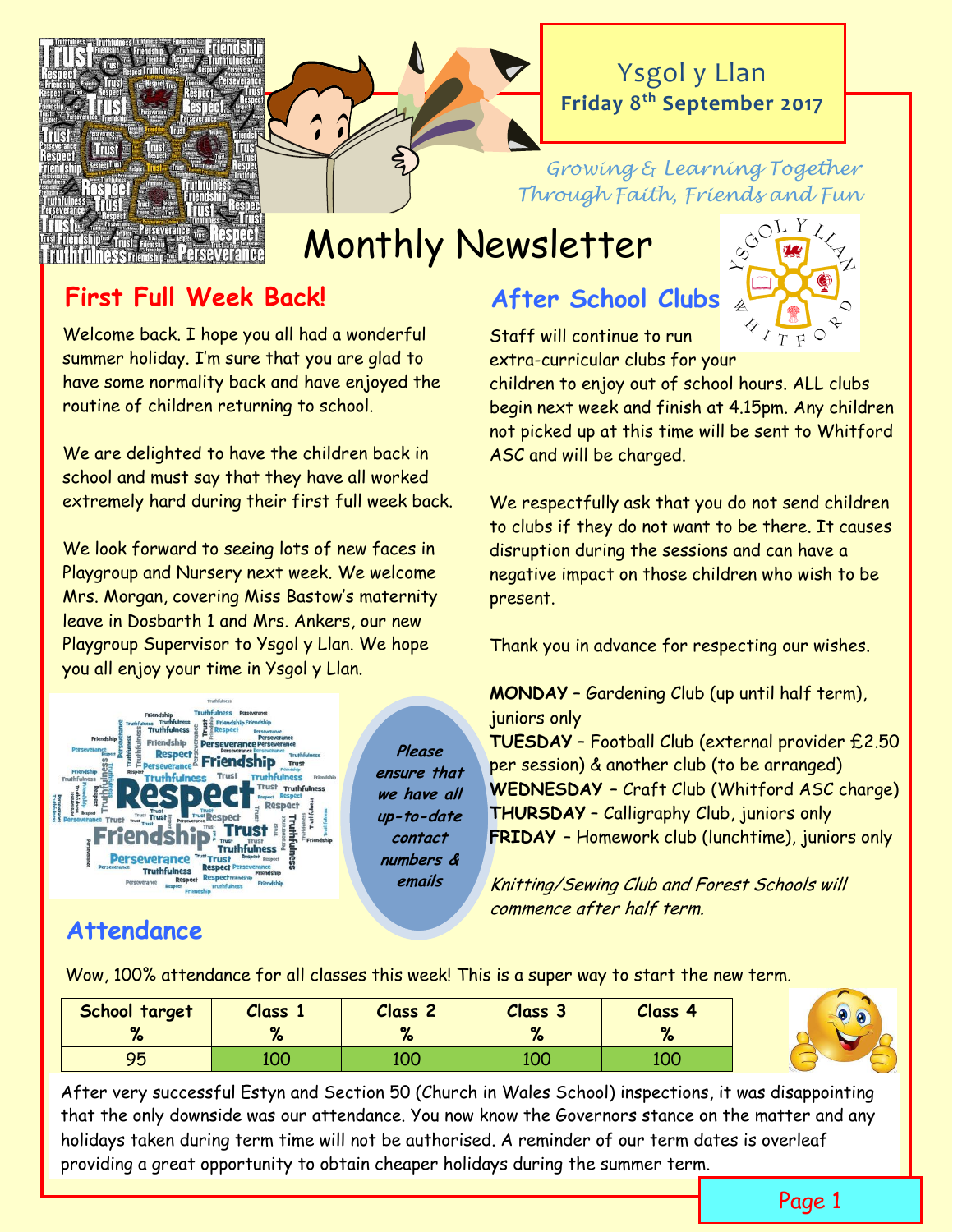# Ysgol y Llan

**Friday 8th September 2017**

*Growing & Learning Together Through Faith, Friends and Fun*

# Monthly Newsletter

## First Full Week Back!

Welcome back. I hope you all had a wonderful summer holiday. I'm sure that you are glad to have some normality back and have enjoyed the routine of children returning to school.

We are delighted to have the children back in school and must say that they have all worked extremely hard during their first full week back.

We look forward to seeing lots of new faces in Playgroup and Nursery next week. We welcome Mrs. Morgan, covering Miss Bastow's maternity leave in Dosbarth 1 and Mrs. Ankers, our new Playgroup Supervisor to Ysgol y Llan. We hope you all enjoy your time in Ysgol y Llan.

*Please ensure that we have all up-to-date contact numbers & emails*

## After School Clubs

Staff will continue to run extra-curricular clubs for your children to enjoy out of school hours. ALL clubs begin next week and finish at 4.15pm. Any children not picked up at this time will be sent to Whitford ASC and will be charged.

We respectfully ask that you do not send children to clubs if they do not want to be there. It causes disruption during the sessions and can have a negative impact on those children who wish to be present.

Thank you in advance for respecting our wishes.

**MONDAY** – Gardening Club (up until half term), juniors only
**TUESDAY** – Football Club (external provider £2.50 per session) & another club (to be arranged)
**WEDNESDAY** – Craft Club (Whitford ASC charge)
**THURSDAY** – Calligraphy Club, juniors only
**FRIDAY** – Homework club (lunchtime), juniors only

*Knitting/Sewing Club and Forest Schools will commence after half term.*

## Attendance

Wow, 100% attendance for all classes this week! This is a super way to start the new term.

| School target % | Class 1 % | Class 2 % | Class 3 % | Class 4 % |
|---|---|---|---|---|
| 95 | 100 | 100 | 100 | 100 |

After very successful Estyn and Section 50 (Church in Wales School) inspections, it was disappointing that the only downside was our attendance. You now know the Governors stance on the matter and any holidays taken during term time will not be authorised. A reminder of our term dates is overleaf providing a great opportunity to obtain cheaper holidays during the summer term.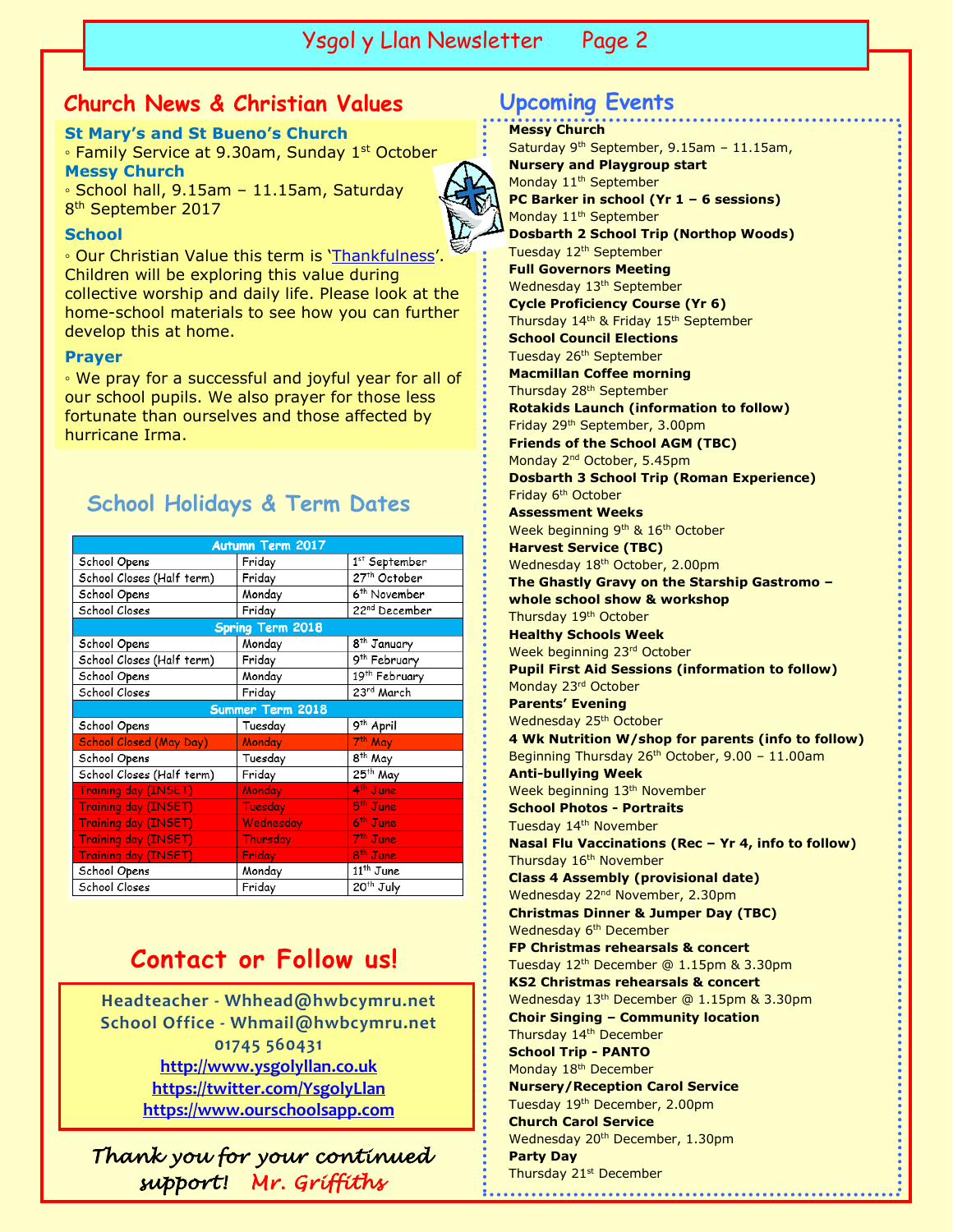## Church News & Christian Values

### St Mary's and St Bueno's Church

◦ Family Service at 9.30am, Sunday 1st October

### Messy Church

◦ School hall, 9.15am – 11.15am, Saturday 8th September 2017

### School

◦ Our Christian Value this term is 'Thankfulness'. Children will be exploring this value during collective worship and daily life. Please look at the home-school materials to see how you can further develop this at home.

### Prayer

◦ We pray for a successful and joyful year for all of our school pupils. We also prayer for those less fortunate than ourselves and those affected by hurricane Irma.

## School Holidays & Term Dates

| Autumn Term 2017 | | |
|---|---|---|
| School Opens | Friday | 1st September |
| School Closes (Half term) | Friday | 27th October |
| School Opens | Monday | 6th November |
| School Closes | Friday | 22nd December |
| **Spring Term 2018** | | |
| School Opens | Monday | 8th January |
| School Closes (Half term) | Friday | 9th February |
| School Opens | Monday | 19th February |
| School Closes | Friday | 23rd March |
| **Summer Term 2018** | | |
| School Opens | Tuesday | 9th April |
| School Closed (May Day) | Monday | 7th May |
| School Opens | Tuesday | 8th May |
| School Closes (Half term) | Friday | 25th May |
| Training day (INSET) | Monday | 4th June |
| Training day (INSET) | Tuesday | 5th June |
| Training day (INSET) | Wednesday | 6th June |
| Training day (INSET) | Thursday | 7th June |
| Training day (INSET) | Friday | 8th June |
| School Opens | Monday | 11th June |
| School Closes | Friday | 20th July |

## Contact or Follow us!

**Headteacher - Whhead@hwbcymru.net**
**School Office - Whmail@hwbcymru.net**
**01745 560431**
http://www.ysgolyllan.co.uk
https://twitter.com/YsgolyLlan
https://www.ourschoolsapp.com

*Thank you for your continued support!* *Mr. Griffiths*

## Upcoming Events

**Messy Church**
Saturday 9th September, 9.15am – 11.15am,

**Nursery and Playgroup start**
Monday 11th September

**PC Barker in school (Yr 1 – 6 sessions)**
Monday 11th September

**Dosbarth 2 School Trip (Northop Woods)**
Tuesday 12th September

**Full Governors Meeting**
Wednesday 13th September

**Cycle Proficiency Course (Yr 6)**
Thursday 14th & Friday 15th September

**School Council Elections**
Tuesday 26th September

**Macmillan Coffee morning**
Thursday 28th September

**Rotakids Launch (information to follow)**
Friday 29th September, 3.00pm

**Friends of the School AGM (TBC)**
Monday 2nd October, 5.45pm

**Dosbarth 3 School Trip (Roman Experience)**
Friday 6th October

**Assessment Weeks**
Week beginning 9th & 16th October

**Harvest Service (TBC)**
Wednesday 18th October, 2.00pm

**The Ghastly Gravy on the Starship Gastromo – whole school show & workshop**
Thursday 19th October

**Healthy Schools Week**
Week beginning 23rd October

**Pupil First Aid Sessions (information to follow)**
Monday 23rd October

**Parents' Evening**
Wednesday 25th October

**4 Wk Nutrition W/shop for parents (info to follow)**
Beginning Thursday 26th October, 9.00 – 11.00am

**Anti-bullying Week**
Week beginning 13th November

**School Photos - Portraits**
Tuesday 14th November

**Nasal Flu Vaccinations (Rec – Yr 4, info to follow)**
Thursday 16th November

**Class 4 Assembly (provisional date)**
Wednesday 22nd November, 2.30pm

**Christmas Dinner & Jumper Day (TBC)**
Wednesday 6th December

**FP Christmas rehearsals & concert**
Tuesday 12th December @ 1.15pm & 3.30pm

**KS2 Christmas rehearsals & concert**
Wednesday 13th December @ 1.15pm & 3.30pm

**Choir Singing – Community location**
Thursday 14th December

**School Trip - PANTO**
Monday 18th December

**Nursery/Reception Carol Service**
Tuesday 19th December, 2.00pm

**Church Carol Service**
Wednesday 20th December, 1.30pm

**Party Day**
Thursday 21st December